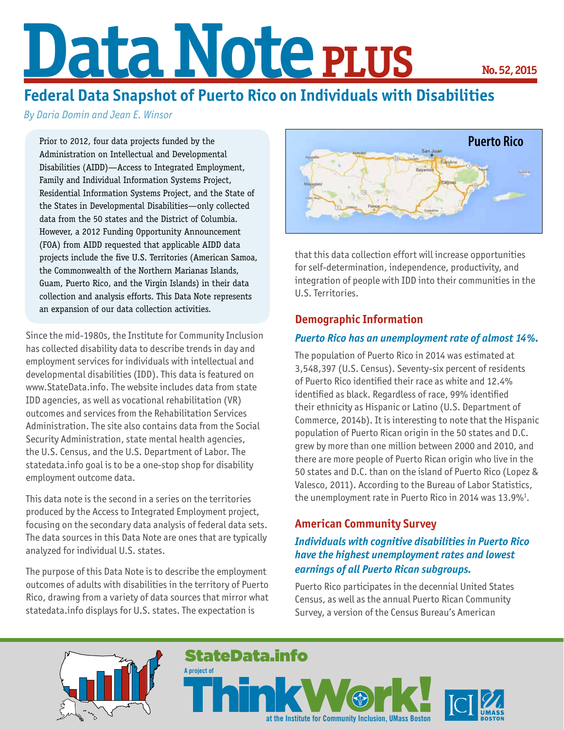# Data Note PLUS

No. 52, 2015

## Federal Data Snapshot of Puerto Rico on Individuals with Disabilities

*By Daria Domin and Jean E. Winsor*

Prior to 2012, four data projects funded by the Administration on Intellectual and Developmental Disabilities (AIDD)—Access to Integrated Employment, Family and Individual Information Systems Project, Residential Information Systems Project, and the State of the States in Developmental Disabilities—only collected data from the 50 states and the District of Columbia. However, a 2012 Funding Opportunity Announcement (FOA) from AIDD requested that applicable AIDD data projects include the five U.S. Territories (American Samoa, the Commonwealth of the Northern Marianas Islands, Guam, Puerto Rico, and the Virgin Islands) in their data collection and analysis efforts. This Data Note represents an expansion of our data collection activities.

Since the mid-1980s, the Institute for Community Inclusion has collected disability data to describe trends in day and employment services for individuals with intellectual and developmental disabilities (IDD). This data is featured on www.StateData.info. The website includes data from state IDD agencies, as well as vocational rehabilitation (VR) outcomes and services from the Rehabilitation Services Administration. The site also contains data from the Social Security Administration, state mental health agencies, the U.S. Census, and the U.S. Department of Labor. The statedata.info goal is to be a one-stop shop for disability employment outcome data.

This data note is the second in a series on the territories produced by the Access to Integrated Employment project, focusing on the secondary data analysis of federal data sets. The data sources in this Data Note are ones that are typically analyzed for individual U.S. states.

The purpose of this Data Note is to describe the employment outcomes of adults with disabilities in the territory of Puerto Rico, drawing from a variety of data sources that mirror what statedata.info displays for U.S. states. The expectation is that this data collection effort will increase opportunities for self-determination, independence, productivity, and integration of people with IDD into their communities in the U.S. Territories.

### Demographic Information

***Puerto Rico has an unemployment rate of almost 14%.***

The population of Puerto Rico in 2014 was estimated at 3,548,397 (U.S. Census). Seventy-six percent of residents of Puerto Rico identified their race as white and 12.4% identified as black. Regardless of race, 99% identified their ethnicity as Hispanic or Latino (U.S. Department of Commerce, 2014b). It is interesting to note that the Hispanic population of Puerto Rican origin in the 50 states and D.C. grew by more than one million between 2000 and 2010, and there are more people of Puerto Rican origin who live in the 50 states and D.C. than on the island of Puerto Rico (Lopez & Valesco, 2011). According to the Bureau of Labor Statistics, the unemployment rate in Puerto Rico in 2014 was 13.9%[1].

### American Community Survey

***Individuals with cognitive disabilities in Puerto Rico have the highest unemployment rates and lowest earnings of all Puerto Rican subgroups.***

Puerto Rico participates in the decennial United States Census, as well as the annual Puerto Rican Community Survey, a version of the Census Bureau's American

StateData.info
A project of ThinkWork! at the Institute for Community Inclusion, UMass Boston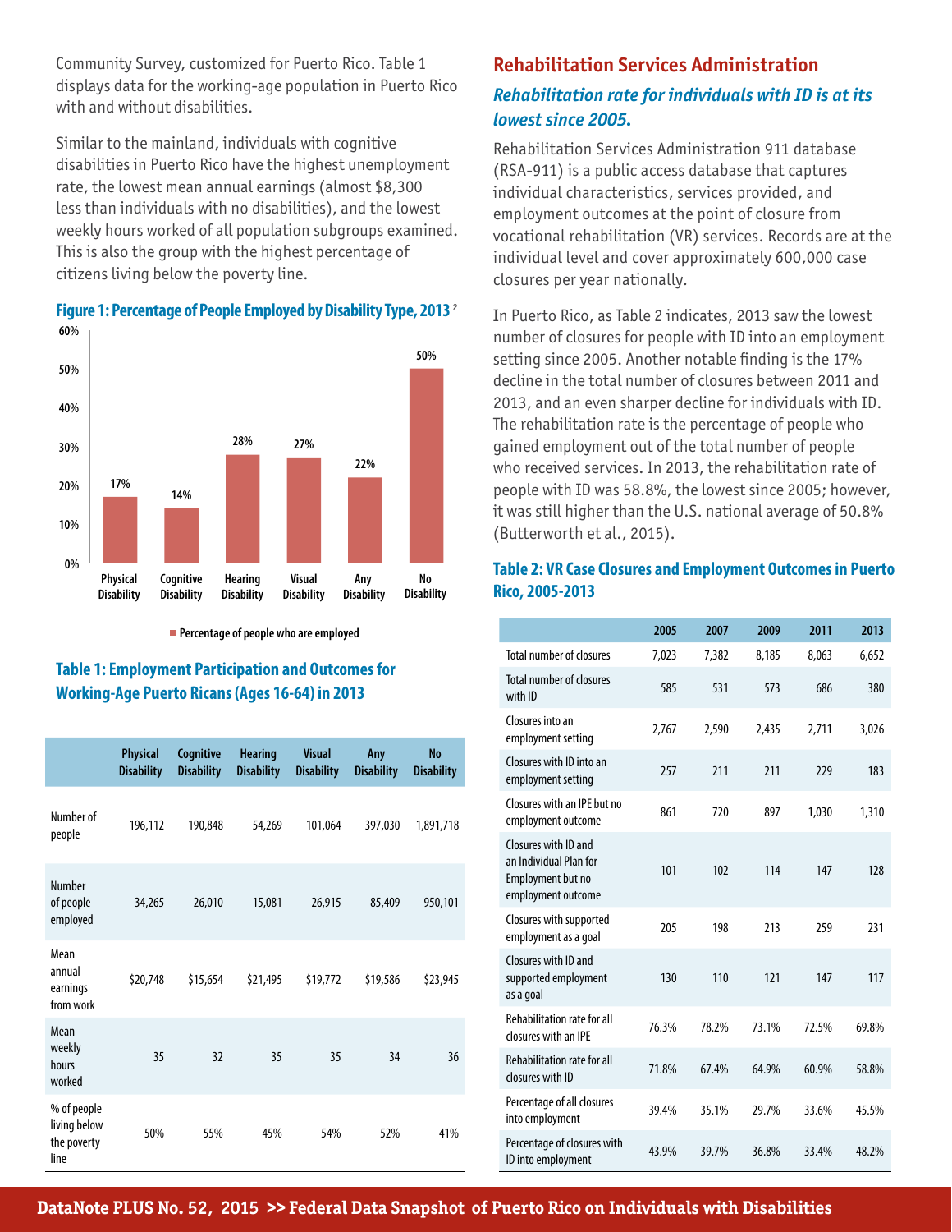Community Survey, customized for Puerto Rico. Table 1 displays data for the working-age population in Puerto Rico with and without disabilities.

Similar to the mainland, individuals with cognitive disabilities in Puerto Rico have the highest unemployment rate, the lowest mean annual earnings (almost $8,300 less than individuals with no disabilities), and the lowest weekly hours worked of all population subgroups examined. This is also the group with the highest percentage of citizens living below the poverty line.

**Figure 1: Percentage of People Employed by Disability Type, 2013** [2]

| | Physical Disability | Cognitive Disability | Hearing Disability | Visual Disability | Any Disability | No Disability |
|---|---|---|---|---|---|---|
| Percentage of people who are employed | 17% | 14% | 28% | 27% | 22% | 50% |

**Table 1: Employment Participation and Outcomes for Working-Age Puerto Ricans (Ages 16-64) in 2013**

| | Physical Disability | Cognitive Disability | Hearing Disability | Visual Disability | Any Disability | No Disability |
|---|---|---|---|---|---|---|
| Number of people | 196,112 | 190,848 | 54,269 | 101,064 | 397,030 | 1,891,718 |
| Number of people employed | 34,265 | 26,010 | 15,081 | 26,915 | 85,409 | 950,101 |
| Mean annual earnings from work | $20,748 | $15,654 | $21,495 | $19,772 | $19,586 | $23,945 |
| Mean weekly hours worked | 35 | 32 | 35 | 35 | 34 | 36 |
| % of people living below the poverty line | 50% | 55% | 45% | 54% | 52% | 41% |

## Rehabilitation Services Administration

### *Rehabilitation rate for individuals with ID is at its lowest since 2005.*

Rehabilitation Services Administration 911 database (RSA-911) is a public access database that captures individual characteristics, services provided, and employment outcomes at the point of closure from vocational rehabilitation (VR) services. Records are at the individual level and cover approximately 600,000 case closures per year nationally.

In Puerto Rico, as Table 2 indicates, 2013 saw the lowest number of closures for people with ID into an employment setting since 2005. Another notable finding is the 17% decline in the total number of closures between 2011 and 2013, and an even sharper decline for individuals with ID. The rehabilitation rate is the percentage of people who gained employment out of the total number of people who received services. In 2013, the rehabilitation rate of people with ID was 58.8%, the lowest since 2005; however, it was still higher than the U.S. national average of 50.8% (Butterworth et al., 2015).

**Table 2: VR Case Closures and Employment Outcomes in Puerto Rico, 2005-2013**

| | 2005 | 2007 | 2009 | 2011 | 2013 |
|---|---|---|---|---|---|
| Total number of closures | 7,023 | 7,382 | 8,185 | 8,063 | 6,652 |
| Total number of closures with ID | 585 | 531 | 573 | 686 | 380 |
| Closures into an employment setting | 2,767 | 2,590 | 2,435 | 2,711 | 3,026 |
| Closures with ID into an employment setting | 257 | 211 | 211 | 229 | 183 |
| Closures with an IPE but no employment outcome | 861 | 720 | 897 | 1,030 | 1,310 |
| Closures with ID and an Individual Plan for Employment but no employment outcome | 101 | 102 | 114 | 147 | 128 |
| Closures with supported employment as a goal | 205 | 198 | 213 | 259 | 231 |
| Closures with ID and supported employment as a goal | 130 | 110 | 121 | 147 | 117 |
| Rehabilitation rate for all closures with an IPE | 76.3% | 78.2% | 73.1% | 72.5% | 69.8% |
| Rehabilitation rate for all closures with ID | 71.8% | 67.4% | 64.9% | 60.9% | 58.8% |
| Percentage of all closures into employment | 39.4% | 35.1% | 29.7% | 33.6% | 45.5% |
| Percentage of closures with ID into employment | 43.9% | 39.7% | 36.8% | 33.4% | 48.2% |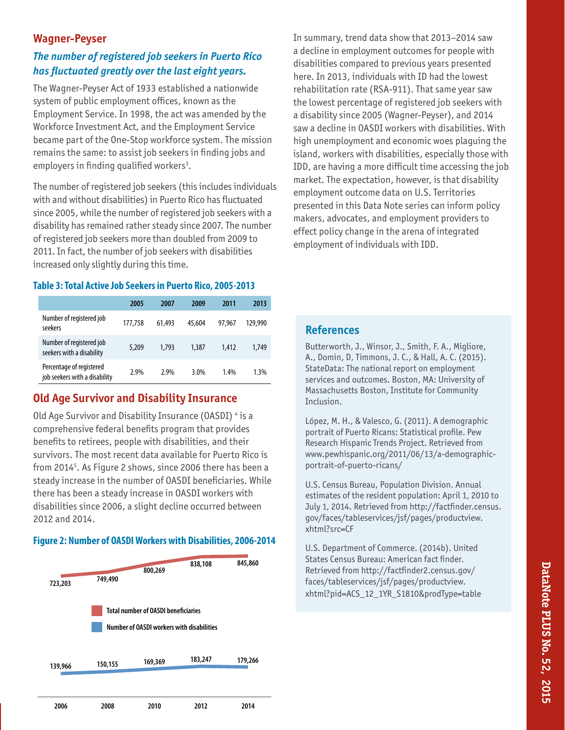## Wagner-Peyser

### *The number of registered job seekers in Puerto Rico has fluctuated greatly over the last eight years.*

The Wagner-Peyser Act of 1933 established a nationwide system of public employment offices, known as the Employment Service. In 1998, the act was amended by the Workforce Investment Act, and the Employment Service became part of the One-Stop workforce system. The mission remains the same: to assist job seekers in finding jobs and employers in finding qualified workers[3].

The number of registered job seekers (this includes individuals with and without disabilities) in Puerto Rico has fluctuated since 2005, while the number of registered job seekers with a disability has remained rather steady since 2007. The number of registered job seekers more than doubled from 2009 to 2011. In fact, the number of job seekers with disabilities increased only slightly during this time.

**Table 3: Total Active Job Seekers in Puerto Rico, 2005-2013**

| | 2005 | 2007 | 2009 | 2011 | 2013 |
|---|---|---|---|---|---|
| Number of registered job seekers | 177,758 | 61,493 | 45,604 | 97,967 | 129,990 |
| Number of registered job seekers with a disability | 5,209 | 1,793 | 1,387 | 1,412 | 1,749 |
| Percentage of registered job seekers with a disability | 2.9% | 2.9% | 3.0% | 1.4% | 1.3% |

## Old Age Survivor and Disability Insurance

Old Age Survivor and Disability Insurance (OASDI) [4] is a comprehensive federal benefits program that provides benefits to retirees, people with disabilities, and their survivors. The most recent data available for Puerto Rico is from 2014[5]. As Figure 2 shows, since 2006 there has been a steady increase in the number of OASDI beneficiaries. While there has been a steady increase in OASDI workers with disabilities since 2006, a slight decline occurred between 2012 and 2014.

**Figure 2: Number of OASDI Workers with Disabilities, 2006-2014**

| | 2006 | 2008 | 2010 | 2012 | 2014 |
|---|---|---|---|---|---|
| Total number of OASDI beneficiaries | 723,203 | 749,490 | 800,269 | 838,108 | 845,860 |
| Number of OASDI workers with disabilities | 139,966 | 150,155 | 169,369 | 183,247 | 179,266 |

In summary, trend data show that 2013–2014 saw a decline in employment outcomes for people with disabilities compared to previous years presented here. In 2013, individuals with ID had the lowest rehabilitation rate (RSA-911). That same year saw the lowest percentage of registered job seekers with a disability since 2005 (Wagner-Peyser), and 2014 saw a decline in OASDI workers with disabilities. With high unemployment and economic woes plaguing the island, workers with disabilities, especially those with IDD, are having a more difficult time accessing the job market. The expectation, however, is that disability employment outcome data on U.S. Territories presented in this Data Note series can inform policy makers, advocates, and employment providers to effect policy change in the arena of integrated employment of individuals with IDD.

## References

Butterworth, J., Winsor, J., Smith, F. A., Migliore, A., Domin, D, Timmons, J. C., & Hall, A. C. (2015). StateData: The national report on employment services and outcomes. Boston, MA: University of Massachusetts Boston, Institute for Community Inclusion.

López, M. H., & Valesco, G. (2011). A demographic portrait of Puerto Ricans: Statistical profile. Pew Research Hispanic Trends Project. Retrieved from www.pewhispanic.org/2011/06/13/a-demographic-portrait-of-puerto-ricans/

U.S. Census Bureau, Population Division. Annual estimates of the resident population: April 1, 2010 to July 1, 2014. Retrieved from http://factfinder.census.gov/faces/tableservices/jsf/pages/productview.xhtml?src=CF

U.S. Department of Commerce. (2014b). United States Census Bureau: American fact finder. Retrieved from http://factfinder2.census.gov/faces/tableservices/jsf/pages/productview.xhtml?pid=ACS_12_1YR_S1810&prodType=table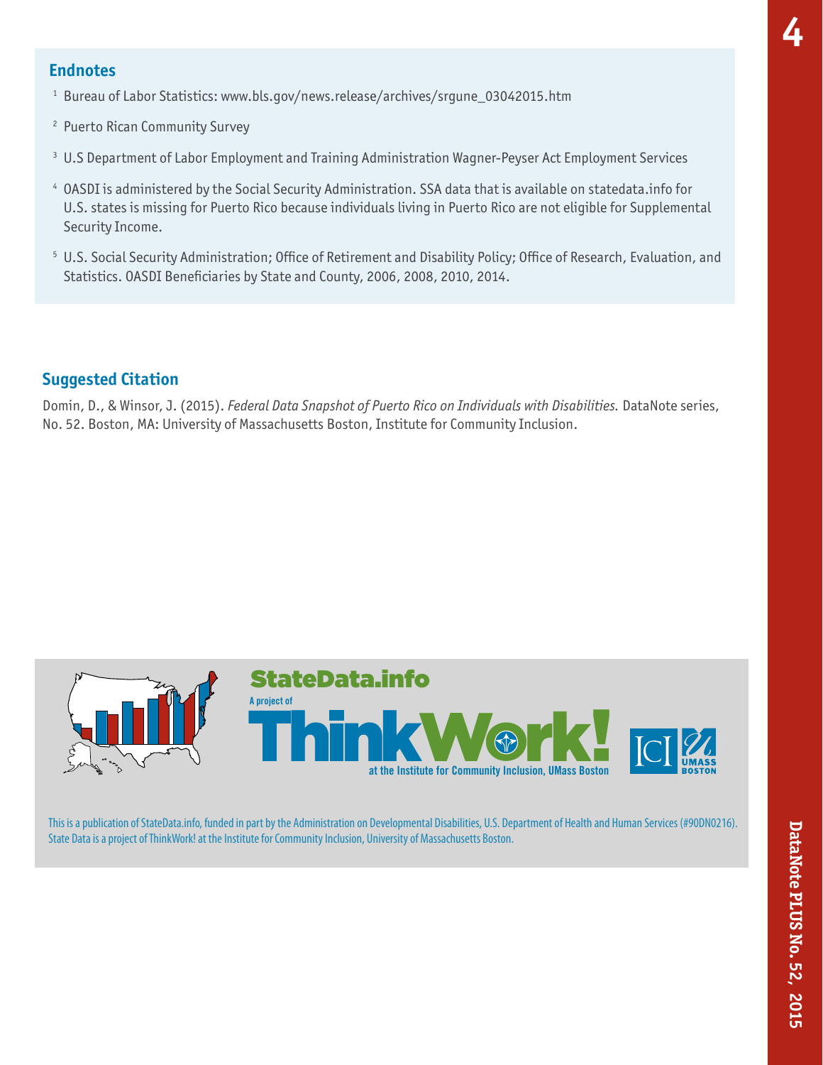## Endnotes

1. Bureau of Labor Statistics: www.bls.gov/news.release/archives/srgune_03042015.htm
2. Puerto Rican Community Survey
3. U.S Department of Labor Employment and Training Administration Wagner-Peyser Act Employment Services
4. OASDI is administered by the Social Security Administration. SSA data that is available on statedata.info for U.S. states is missing for Puerto Rico because individuals living in Puerto Rico are not eligible for Supplemental Security Income.
5. U.S. Social Security Administration; Office of Retirement and Disability Policy; Office of Research, Evaluation, and Statistics. OASDI Beneficiaries by State and County, 2006, 2008, 2010, 2014.

## Suggested Citation

Domin, D., & Winsor, J. (2015). *Federal Data Snapshot of Puerto Rico on Individuals with Disabilities.* DataNote series, No. 52. Boston, MA: University of Massachusetts Boston, Institute for Community Inclusion.

StateData.info

A project of ThinkWork! at the Institute for Community Inclusion, UMass Boston

This is a publication of StateData.info, funded in part by the Administration on Developmental Disabilities, U.S. Department of Health and Human Services (#90DN0216). State Data is a project of ThinkWork! at the Institute for Community Inclusion, University of Massachusetts Boston.